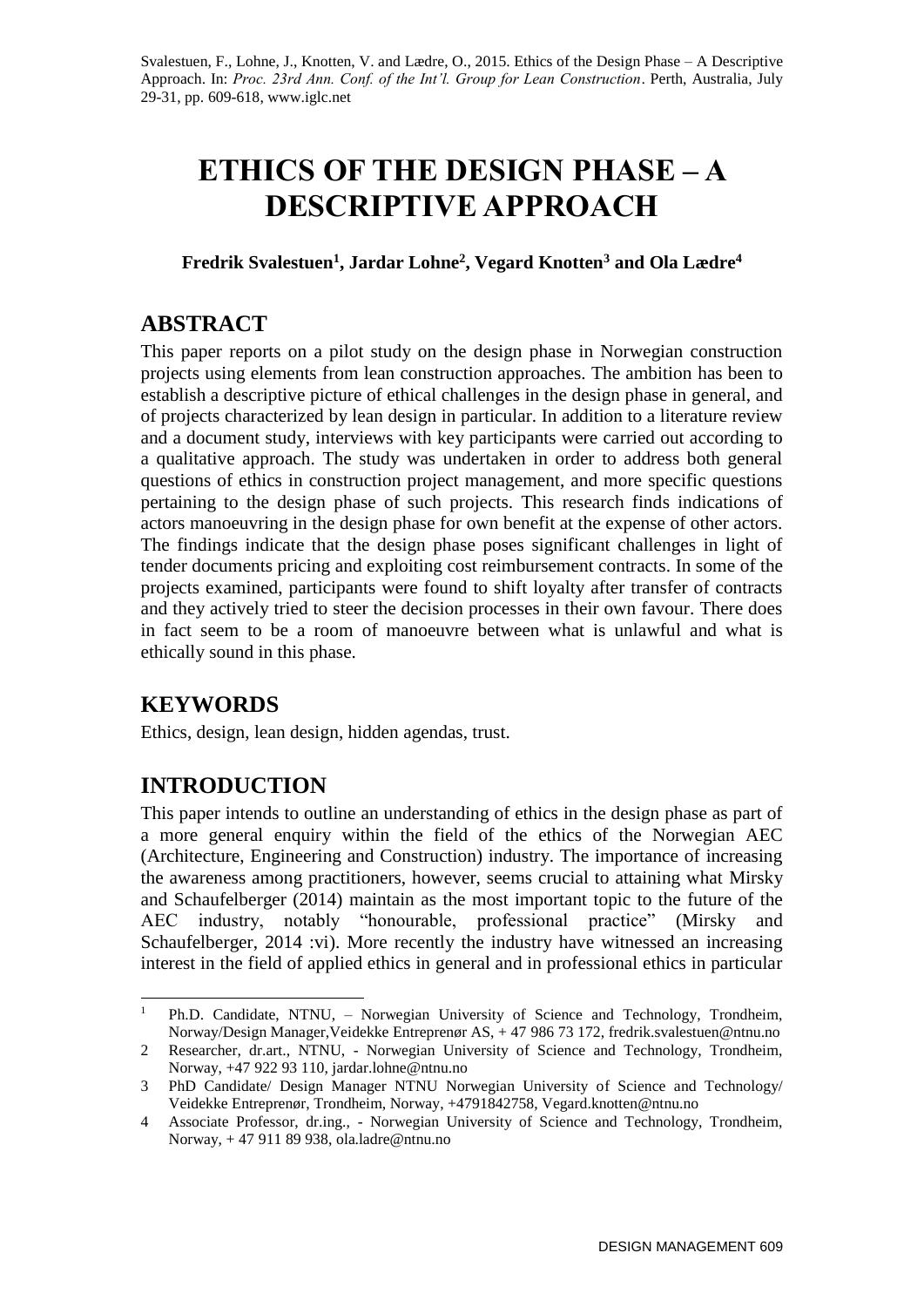Svalestuen, F., Lohne, J., Knotten, V. and Lædre, O., 2015. Ethics of the Design Phase – A Descriptive Approach. In: *Proc. 23rd Ann. Conf. of the Int'l. Group for Lean Construction*. Perth, Australia, July 29-31, pp. 609-618, www.iglc.net

# ETHICS OF THE DESIGN PHASE – A DESCRIPTIVE APPROACH

**Fredrik Svalestuen[1], Jardar Lohne[2], Vegard Knotten[3] and Ola Lædre[4]**

## ABSTRACT

This paper reports on a pilot study on the design phase in Norwegian construction projects using elements from lean construction approaches. The ambition has been to establish a descriptive picture of ethical challenges in the design phase in general, and of projects characterized by lean design in particular. In addition to a literature review and a document study, interviews with key participants were carried out according to a qualitative approach. The study was undertaken in order to address both general questions of ethics in construction project management, and more specific questions pertaining to the design phase of such projects. This research finds indications of actors manoeuvring in the design phase for own benefit at the expense of other actors. The findings indicate that the design phase poses significant challenges in light of tender documents pricing and exploiting cost reimbursement contracts. In some of the projects examined, participants were found to shift loyalty after transfer of contracts and they actively tried to steer the decision processes in their own favour. There does in fact seem to be a room of manoeuvre between what is unlawful and what is ethically sound in this phase.

## KEYWORDS

Ethics, design, lean design, hidden agendas, trust.

## INTRODUCTION

This paper intends to outline an understanding of ethics in the design phase as part of a more general enquiry within the field of the ethics of the Norwegian AEC (Architecture, Engineering and Construction) industry. The importance of increasing the awareness among practitioners, however, seems crucial to attaining what Mirsky and Schaufelberger (2014) maintain as the most important topic to the future of the AEC industry, notably "honourable, professional practice" (Mirsky and Schaufelberger, 2014 :vi). More recently the industry have witnessed an increasing interest in the field of applied ethics in general and in professional ethics in particular

---

[1] Ph.D. Candidate, NTNU, – Norwegian University of Science and Technology, Trondheim, Norway/Design Manager,Veidekke Entreprenør AS, + 47 986 73 172, fredrik.svalestuen@ntnu.no

[2] Researcher, dr.art., NTNU, - Norwegian University of Science and Technology, Trondheim, Norway, +47 922 93 110, jardar.lohne@ntnu.no

[3] PhD Candidate/ Design Manager NTNU Norwegian University of Science and Technology/ Veidekke Entreprenør, Trondheim, Norway, +4791842758, Vegard.knotten@ntnu.no

[4] Associate Professor, dr.ing., - Norwegian University of Science and Technology, Trondheim, Norway, + 47 911 89 938, ola.ladre@ntnu.no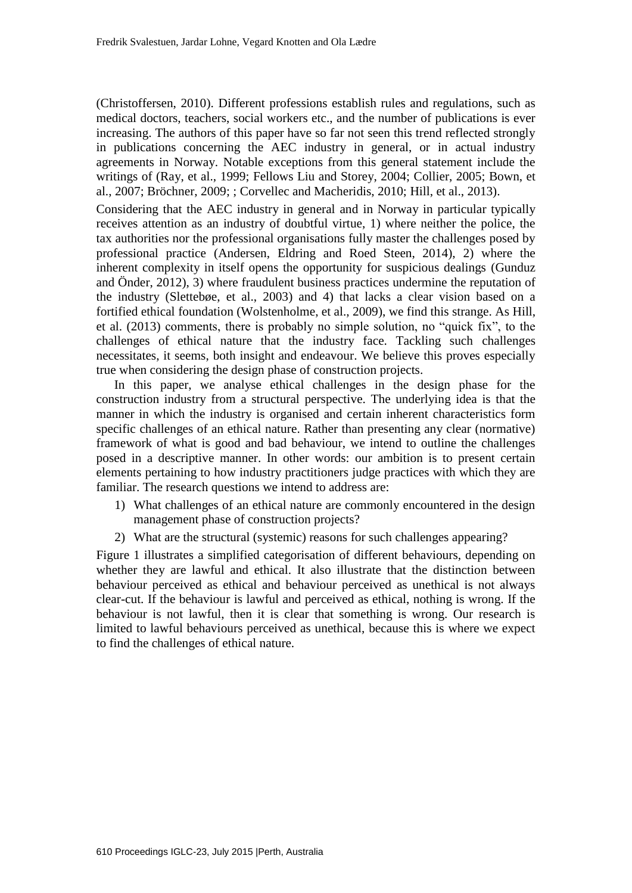(Christoffersen, 2010). Different professions establish rules and regulations, such as medical doctors, teachers, social workers etc., and the number of publications is ever increasing. The authors of this paper have so far not seen this trend reflected strongly in publications concerning the AEC industry in general, or in actual industry agreements in Norway. Notable exceptions from this general statement include the writings of (Ray, et al., 1999; Fellows Liu and Storey, 2004; Collier, 2005; Bown, et al., 2007; Bröchner, 2009; ; Corvellec and Macheridis, 2010; Hill, et al., 2013).

Considering that the AEC industry in general and in Norway in particular typically receives attention as an industry of doubtful virtue, 1) where neither the police, the tax authorities nor the professional organisations fully master the challenges posed by professional practice (Andersen, Eldring and Roed Steen, 2014), 2) where the inherent complexity in itself opens the opportunity for suspicious dealings (Gunduz and Önder, 2012), 3) where fraudulent business practices undermine the reputation of the industry (Sletteбøe, et al., 2003) and 4) that lacks a clear vision based on a fortified ethical foundation (Wolstenholme, et al., 2009), we find this strange. As Hill, et al. (2013) comments, there is probably no simple solution, no "quick fix", to the challenges of ethical nature that the industry face. Tackling such challenges necessitates, it seems, both insight and endeavour. We believe this proves especially true when considering the design phase of construction projects.

In this paper, we analyse ethical challenges in the design phase for the construction industry from a structural perspective. The underlying idea is that the manner in which the industry is organised and certain inherent characteristics form specific challenges of an ethical nature. Rather than presenting any clear (normative) framework of what is good and bad behaviour, we intend to outline the challenges posed in a descriptive manner. In other words: our ambition is to present certain elements pertaining to how industry practitioners judge practices with which they are familiar. The research questions we intend to address are:

1) What challenges of an ethical nature are commonly encountered in the design management phase of construction projects?
2) What are the structural (systemic) reasons for such challenges appearing?

Figure 1 illustrates a simplified categorisation of different behaviours, depending on whether they are lawful and ethical. It also illustrate that the distinction between behaviour perceived as ethical and behaviour perceived as unethical is not always clear-cut. If the behaviour is lawful and perceived as ethical, nothing is wrong. If the behaviour is not lawful, then it is clear that something is wrong. Our research is limited to lawful behaviours perceived as unethical, because this is where we expect to find the challenges of ethical nature.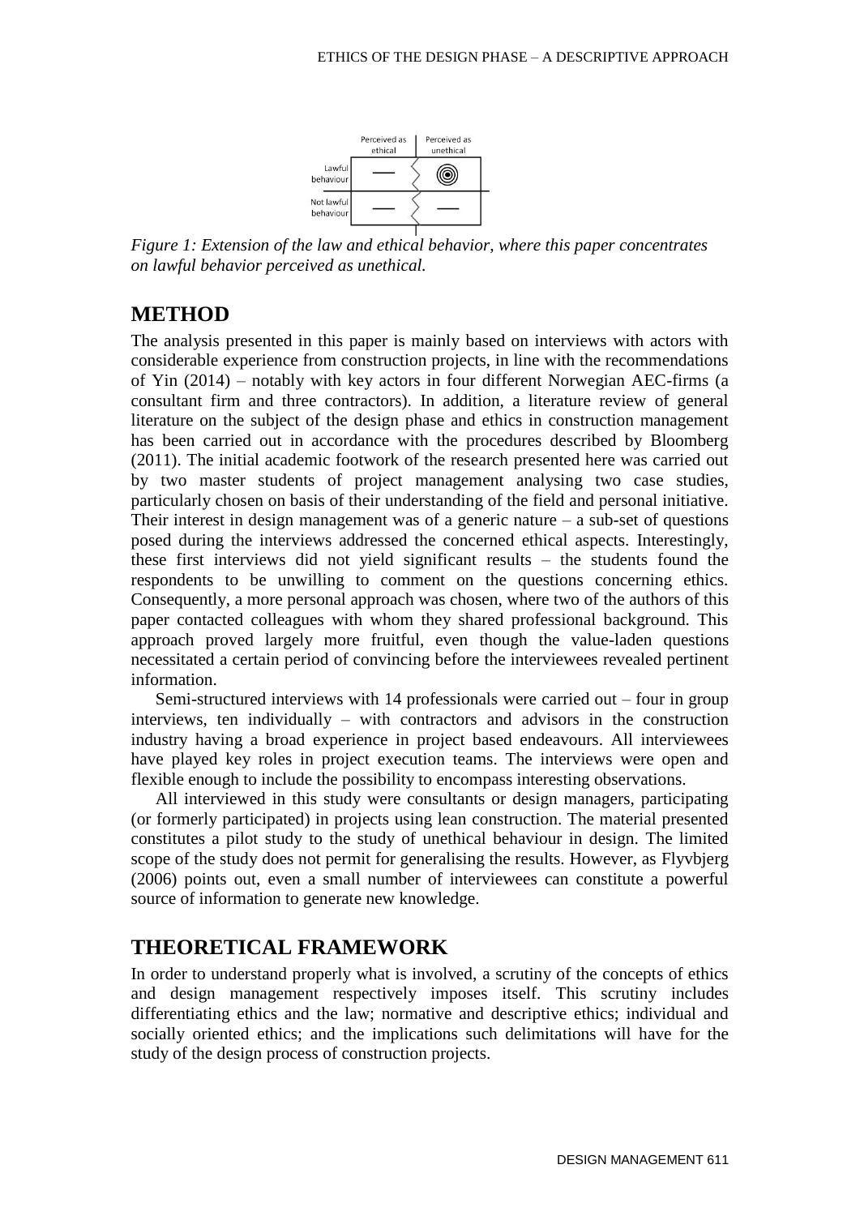Figure 1: Extension of the law and ethical behavior, where this paper concentrates on lawful behavior perceived as unethical.

## METHOD

The analysis presented in this paper is mainly based on interviews with actors with considerable experience from construction projects, in line with the recommendations of Yin (2014) – notably with key actors in four different Norwegian AEC-firms (a consultant firm and three contractors). In addition, a literature review of general literature on the subject of the design phase and ethics in construction management has been carried out in accordance with the procedures described by Bloomberg (2011). The initial academic footwork of the research presented here was carried out by two master students of project management analysing two case studies, particularly chosen on basis of their understanding of the field and personal initiative. Their interest in design management was of a generic nature – a sub-set of questions posed during the interviews addressed the concerned ethical aspects. Interestingly, these first interviews did not yield significant results – the students found the respondents to be unwilling to comment on the questions concerning ethics. Consequently, a more personal approach was chosen, where two of the authors of this paper contacted colleagues with whom they shared professional background. This approach proved largely more fruitful, even though the value-laden questions necessitated a certain period of convincing before the interviewees revealed pertinent information.

Semi-structured interviews with 14 professionals were carried out – four in group interviews, ten individually – with contractors and advisors in the construction industry having a broad experience in project based endeavours. All interviewees have played key roles in project execution teams. The interviews were open and flexible enough to include the possibility to encompass interesting observations.

All interviewed in this study were consultants or design managers, participating (or formerly participated) in projects using lean construction. The material presented constitutes a pilot study to the study of unethical behaviour in design. The limited scope of the study does not permit for generalising the results. However, as Flyvbjerg (2006) points out, even a small number of interviewees can constitute a powerful source of information to generate new knowledge.

## THEORETICAL FRAMEWORK

In order to understand properly what is involved, a scrutiny of the concepts of ethics and design management respectively imposes itself. This scrutiny includes differentiating ethics and the law; normative and descriptive ethics; individual and socially oriented ethics; and the implications such delimitations will have for the study of the design process of construction projects.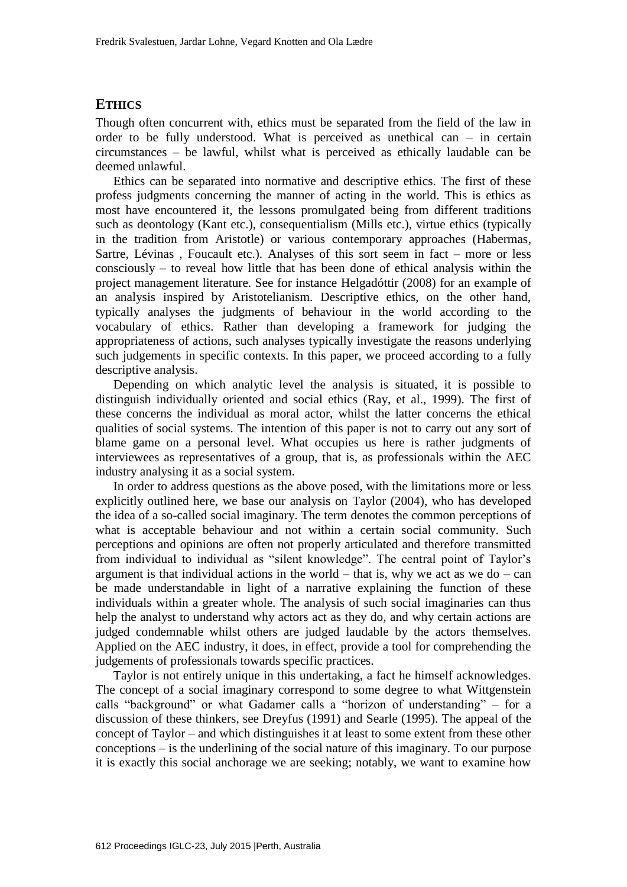## ETHICS

Though often concurrent with, ethics must be separated from the field of the law in order to be fully understood. What is perceived as unethical can – in certain circumstances – be lawful, whilst what is perceived as ethically laudable can be deemed unlawful.

Ethics can be separated into normative and descriptive ethics. The first of these profess judgments concerning the manner of acting in the world. This is ethics as most have encountered it, the lessons promulgated being from different traditions such as deontology (Kant etc.), consequentialism (Mills etc.), virtue ethics (typically in the tradition from Aristotle) or various contemporary approaches (Habermas, Sartre, Lévinas , Foucault etc.). Analyses of this sort seem in fact – more or less consciously – to reveal how little that has been done of ethical analysis within the project management literature. See for instance Helgadóttir (2008) for an example of an analysis inspired by Aristotelianism. Descriptive ethics, on the other hand, typically analyses the judgments of behaviour in the world according to the vocabulary of ethics. Rather than developing a framework for judging the appropriateness of actions, such analyses typically investigate the reasons underlying such judgements in specific contexts. In this paper, we proceed according to a fully descriptive analysis.

Depending on which analytic level the analysis is situated, it is possible to distinguish individually oriented and social ethics (Ray, et al., 1999). The first of these concerns the individual as moral actor, whilst the latter concerns the ethical qualities of social systems. The intention of this paper is not to carry out any sort of blame game on a personal level. What occupies us here is rather judgments of interviewees as representatives of a group, that is, as professionals within the AEC industry analysing it as a social system.

In order to address questions as the above posed, with the limitations more or less explicitly outlined here, we base our analysis on Taylor (2004), who has developed the idea of a so-called social imaginary. The term denotes the common perceptions of what is acceptable behaviour and not within a certain social community. Such perceptions and opinions are often not properly articulated and therefore transmitted from individual to individual as "silent knowledge". The central point of Taylor's argument is that individual actions in the world – that is, why we act as we do – can be made understandable in light of a narrative explaining the function of these individuals within a greater whole. The analysis of such social imaginaries can thus help the analyst to understand why actors act as they do, and why certain actions are judged condemnable whilst others are judged laudable by the actors themselves. Applied on the AEC industry, it does, in effect, provide a tool for comprehending the judgements of professionals towards specific practices.

Taylor is not entirely unique in this undertaking, a fact he himself acknowledges. The concept of a social imaginary correspond to some degree to what Wittgenstein calls "background" or what Gadamer calls a "horizon of understanding" – for a discussion of these thinkers, see Dreyfus (1991) and Searle (1995). The appeal of the concept of Taylor – and which distinguishes it at least to some extent from these other conceptions – is the underlining of the social nature of this imaginary. To our purpose it is exactly this social anchorage we are seeking; notably, we want to examine how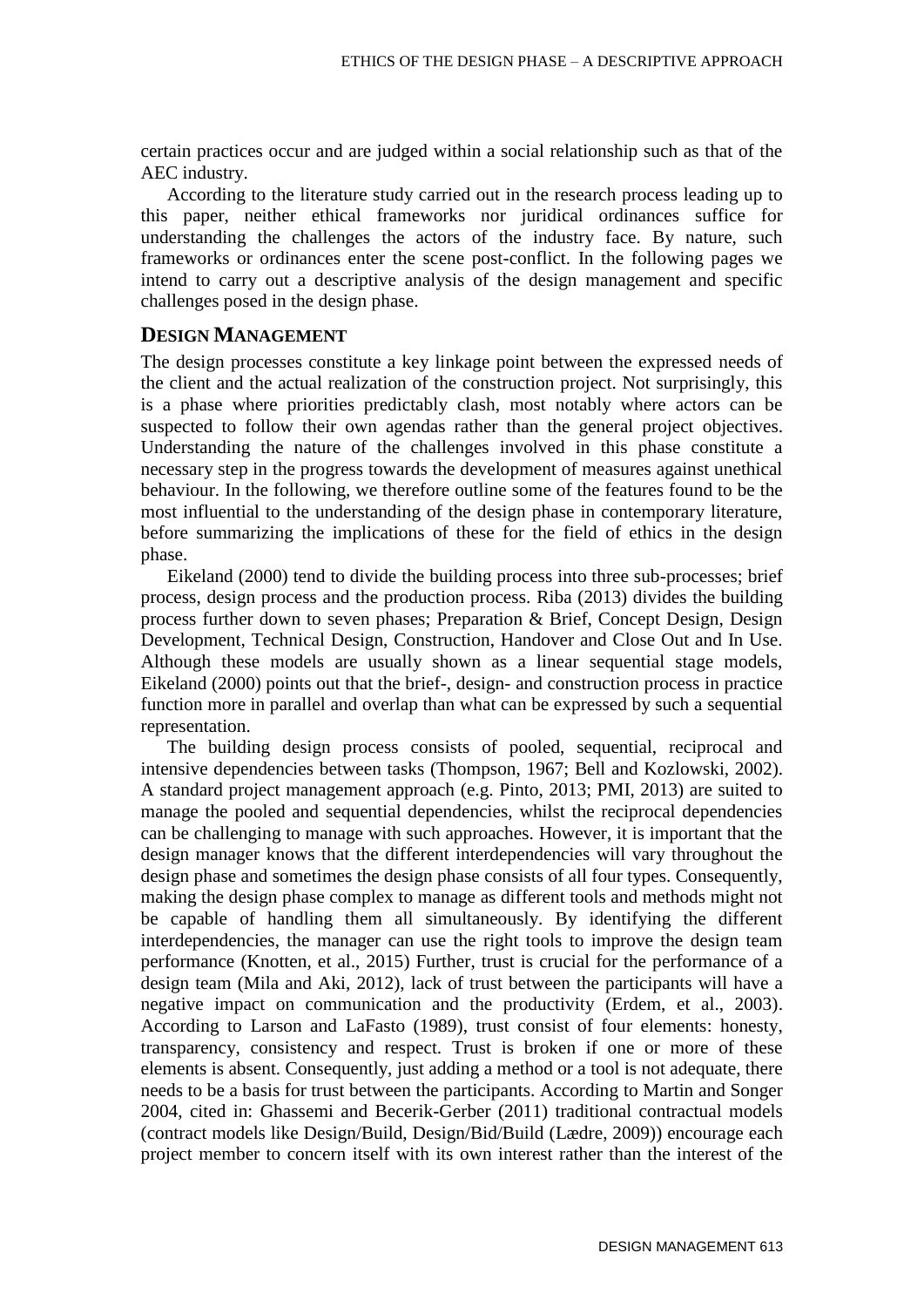certain practices occur and are judged within a social relationship such as that of the AEC industry.

According to the literature study carried out in the research process leading up to this paper, neither ethical frameworks nor juridical ordinances suffice for understanding the challenges the actors of the industry face. By nature, such frameworks or ordinances enter the scene post-conflict. In the following pages we intend to carry out a descriptive analysis of the design management and specific challenges posed in the design phase.

## Design Management

The design processes constitute a key linkage point between the expressed needs of the client and the actual realization of the construction project. Not surprisingly, this is a phase where priorities predictably clash, most notably where actors can be suspected to follow their own agendas rather than the general project objectives. Understanding the nature of the challenges involved in this phase constitute a necessary step in the progress towards the development of measures against unethical behaviour. In the following, we therefore outline some of the features found to be the most influential to the understanding of the design phase in contemporary literature, before summarizing the implications of these for the field of ethics in the design phase.

Eikeland (2000) tend to divide the building process into three sub-processes; brief process, design process and the production process. Riba (2013) divides the building process further down to seven phases; Preparation & Brief, Concept Design, Design Development, Technical Design, Construction, Handover and Close Out and In Use. Although these models are usually shown as a linear sequential stage models, Eikeland (2000) points out that the brief-, design- and construction process in practice function more in parallel and overlap than what can be expressed by such a sequential representation.

The building design process consists of pooled, sequential, reciprocal and intensive dependencies between tasks (Thompson, 1967; Bell and Kozlowski, 2002). A standard project management approach (e.g. Pinto, 2013; PMI, 2013) are suited to manage the pooled and sequential dependencies, whilst the reciprocal dependencies can be challenging to manage with such approaches. However, it is important that the design manager knows that the different interdependencies will vary throughout the design phase and sometimes the design phase consists of all four types. Consequently, making the design phase complex to manage as different tools and methods might not be capable of handling them all simultaneously. By identifying the different interdependencies, the manager can use the right tools to improve the design team performance (Knotten, et al., 2015) Further, trust is crucial for the performance of a design team (Mila and Aki, 2012), lack of trust between the participants will have a negative impact on communication and the productivity (Erdem, et al., 2003). According to Larson and LaFasto (1989), trust consist of four elements: honesty, transparency, consistency and respect. Trust is broken if one or more of these elements is absent. Consequently, just adding a method or a tool is not adequate, there needs to be a basis for trust between the participants. According to Martin and Songer 2004, cited in: Ghassemi and Becerik-Gerber (2011) traditional contractual models (contract models like Design/Build, Design/Bid/Build (Lædre, 2009)) encourage each project member to concern itself with its own interest rather than the interest of the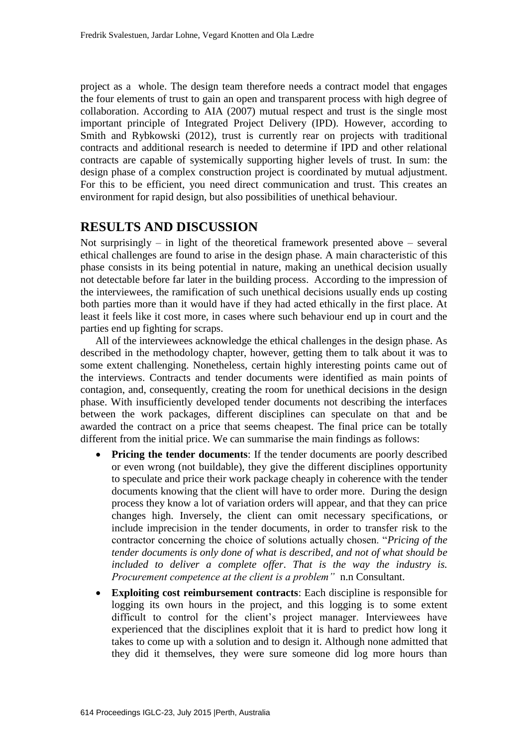project as a whole. The design team therefore needs a contract model that engages the four elements of trust to gain an open and transparent process with high degree of collaboration. According to AIA (2007) mutual respect and trust is the single most important principle of Integrated Project Delivery (IPD). However, according to Smith and Rybkowski (2012), trust is currently rear on projects with traditional contracts and additional research is needed to determine if IPD and other relational contracts are capable of systemically supporting higher levels of trust. In sum: the design phase of a complex construction project is coordinated by mutual adjustment. For this to be efficient, you need direct communication and trust. This creates an environment for rapid design, but also possibilities of unethical behaviour.

## RESULTS AND DISCUSSION

Not surprisingly – in light of the theoretical framework presented above – several ethical challenges are found to arise in the design phase. A main characteristic of this phase consists in its being potential in nature, making an unethical decision usually not detectable before far later in the building process. According to the impression of the interviewees, the ramification of such unethical decisions usually ends up costing both parties more than it would have if they had acted ethically in the first place. At least it feels like it cost more, in cases where such behaviour end up in court and the parties end up fighting for scraps.

All of the interviewees acknowledge the ethical challenges in the design phase. As described in the methodology chapter, however, getting them to talk about it was to some extent challenging. Nonetheless, certain highly interesting points came out of the interviews. Contracts and tender documents were identified as main points of contagion, and, consequently, creating the room for unethical decisions in the design phase. With insufficiently developed tender documents not describing the interfaces between the work packages, different disciplines can speculate on that and be awarded the contract on a price that seems cheapest. The final price can be totally different from the initial price. We can summarise the main findings as follows:

- **Pricing the tender documents**: If the tender documents are poorly described or even wrong (not buildable), they give the different disciplines opportunity to speculate and price their work package cheaply in coherence with the tender documents knowing that the client will have to order more. During the design process they know a lot of variation orders will appear, and that they can price changes high. Inversely, the client can omit necessary specifications, or include imprecision in the tender documents, in order to transfer risk to the contractor concerning the choice of solutions actually chosen. "*Pricing of the tender documents is only done of what is described, and not of what should be included to deliver a complete offer. That is the way the industry is. Procurement competence at the client is a problem*" n.n Consultant.
- **Exploiting cost reimbursement contracts**: Each discipline is responsible for logging its own hours in the project, and this logging is to some extent difficult to control for the client's project manager. Interviewees have experienced that the disciplines exploit that it is hard to predict how long it takes to come up with a solution and to design it. Although none admitted that they did it themselves, they were sure someone did log more hours than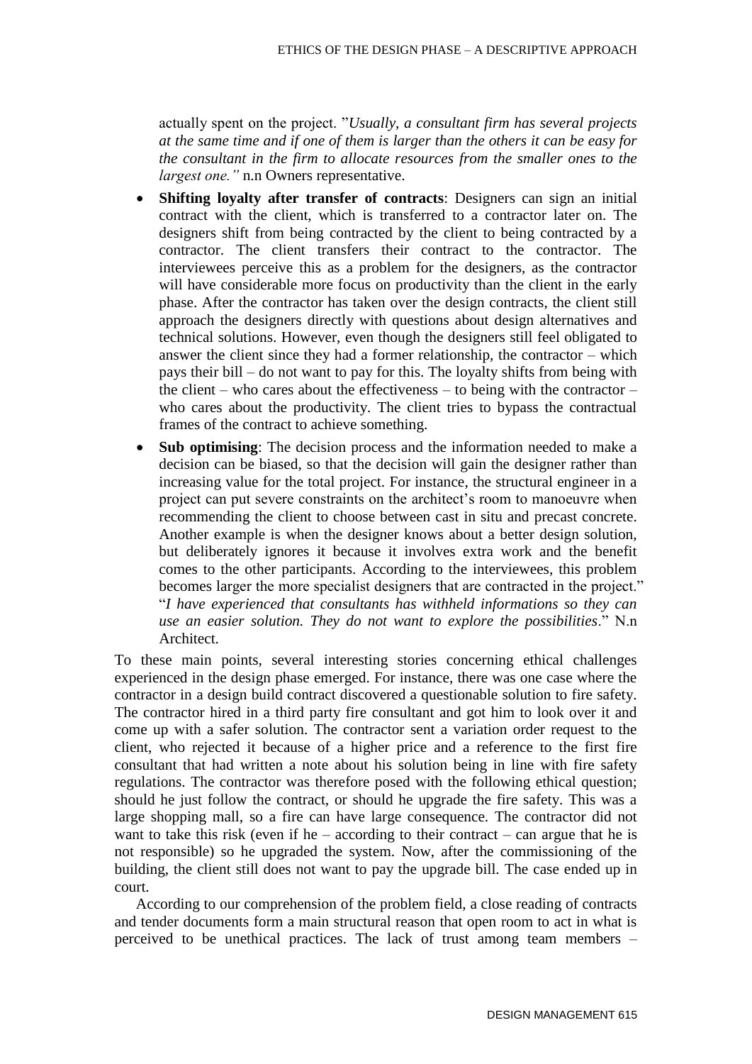actually spent on the project. "*Usually, a consultant firm has several projects at the same time and if one of them is larger than the others it can be easy for the consultant in the firm to allocate resources from the smaller ones to the largest one."* n.n Owners representative.

- **Shifting loyalty after transfer of contracts**: Designers can sign an initial contract with the client, which is transferred to a contractor later on. The designers shift from being contracted by the client to being contracted by a contractor. The client transfers their contract to the contractor. The interviewees perceive this as a problem for the designers, as the contractor will have considerable more focus on productivity than the client in the early phase. After the contractor has taken over the design contracts, the client still approach the designers directly with questions about design alternatives and technical solutions. However, even though the designers still feel obligated to answer the client since they had a former relationship, the contractor – which pays their bill – do not want to pay for this. The loyalty shifts from being with the client – who cares about the effectiveness – to being with the contractor – who cares about the productivity. The client tries to bypass the contractual frames of the contract to achieve something.
- **Sub optimising**: The decision process and the information needed to make a decision can be biased, so that the decision will gain the designer rather than increasing value for the total project. For instance, the structural engineer in a project can put severe constraints on the architect's room to manoeuvre when recommending the client to choose between cast in situ and precast concrete. Another example is when the designer knows about a better design solution, but deliberately ignores it because it involves extra work and the benefit comes to the other participants. According to the interviewees, this problem becomes larger the more specialist designers that are contracted in the project." "*I have experienced that consultants has withheld informations so they can use an easier solution. They do not want to explore the possibilities*." N.n Architect.

To these main points, several interesting stories concerning ethical challenges experienced in the design phase emerged. For instance, there was one case where the contractor in a design build contract discovered a questionable solution to fire safety. The contractor hired in a third party fire consultant and got him to look over it and come up with a safer solution. The contractor sent a variation order request to the client, who rejected it because of a higher price and a reference to the first fire consultant that had written a note about his solution being in line with fire safety regulations. The contractor was therefore posed with the following ethical question; should he just follow the contract, or should he upgrade the fire safety. This was a large shopping mall, so a fire can have large consequence. The contractor did not want to take this risk (even if he – according to their contract – can argue that he is not responsible) so he upgraded the system. Now, after the commissioning of the building, the client still does not want to pay the upgrade bill. The case ended up in court.

According to our comprehension of the problem field, a close reading of contracts and tender documents form a main structural reason that open room to act in what is perceived to be unethical practices. The lack of trust among team members –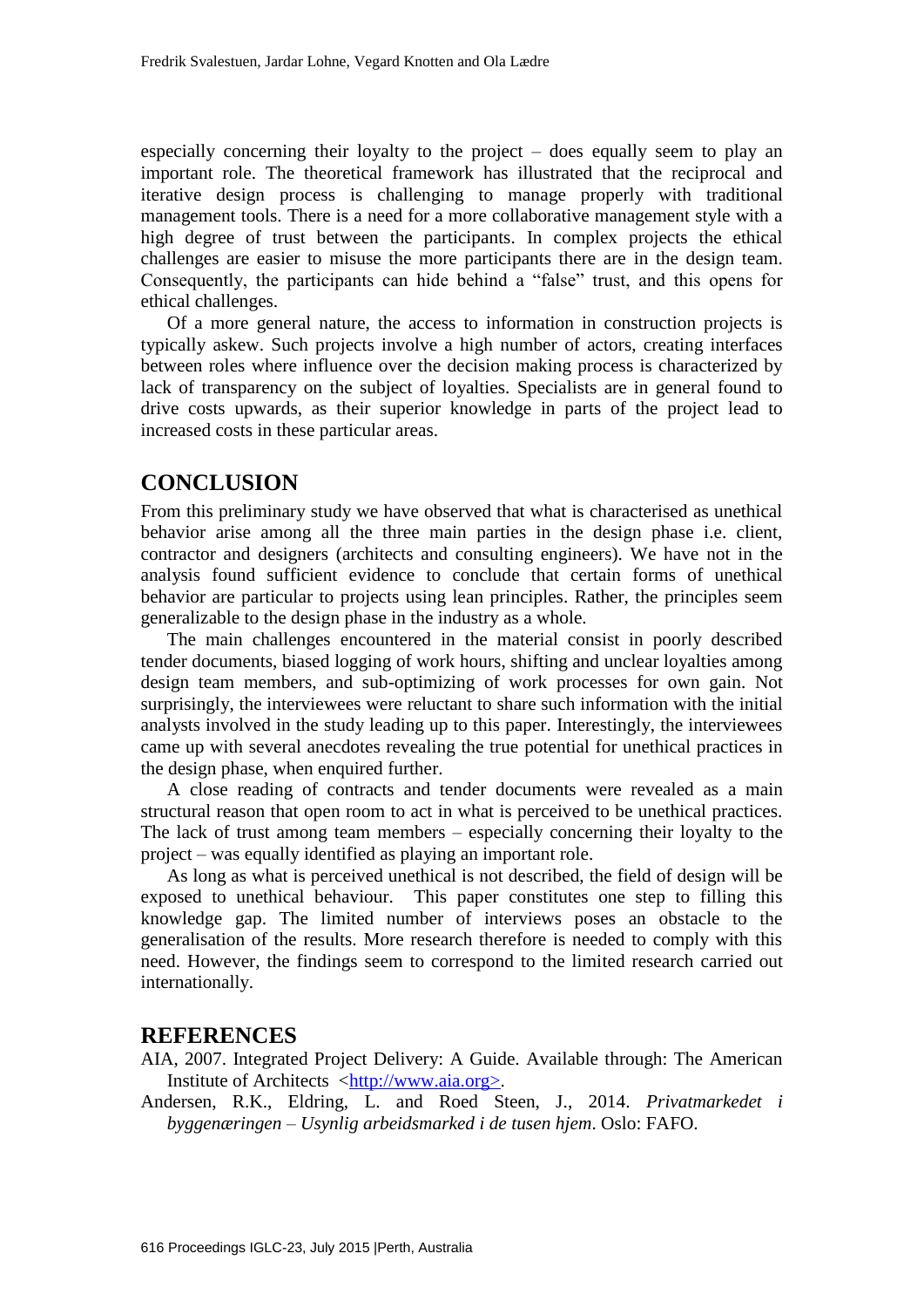especially concerning their loyalty to the project – does equally seem to play an important role. The theoretical framework has illustrated that the reciprocal and iterative design process is challenging to manage properly with traditional management tools. There is a need for a more collaborative management style with a high degree of trust between the participants. In complex projects the ethical challenges are easier to misuse the more participants there are in the design team. Consequently, the participants can hide behind a "false" trust, and this opens for ethical challenges.

Of a more general nature, the access to information in construction projects is typically askew. Such projects involve a high number of actors, creating interfaces between roles where influence over the decision making process is characterized by lack of transparency on the subject of loyalties. Specialists are in general found to drive costs upwards, as their superior knowledge in parts of the project lead to increased costs in these particular areas.

## CONCLUSION

From this preliminary study we have observed that what is characterised as unethical behavior arise among all the three main parties in the design phase i.e. client, contractor and designers (architects and consulting engineers). We have not in the analysis found sufficient evidence to conclude that certain forms of unethical behavior are particular to projects using lean principles. Rather, the principles seem generalizable to the design phase in the industry as a whole.

The main challenges encountered in the material consist in poorly described tender documents, biased logging of work hours, shifting and unclear loyalties among design team members, and sub-optimizing of work processes for own gain. Not surprisingly, the interviewees were reluctant to share such information with the initial analysts involved in the study leading up to this paper. Interestingly, the interviewees came up with several anecdotes revealing the true potential for unethical practices in the design phase, when enquired further.

A close reading of contracts and tender documents were revealed as a main structural reason that open room to act in what is perceived to be unethical practices. The lack of trust among team members – especially concerning their loyalty to the project – was equally identified as playing an important role.

As long as what is perceived unethical is not described, the field of design will be exposed to unethical behaviour. This paper constitutes one step to filling this knowledge gap. The limited number of interviews poses an obstacle to the generalisation of the results. More research therefore is needed to comply with this need. However, the findings seem to correspond to the limited research carried out internationally.

## REFERENCES

AIA, 2007. Integrated Project Delivery: A Guide. Available through: The American Institute of Architects <http://www.aia.org>.

Andersen, R.K., Eldring, L. and Roed Steen, J., 2014. *Privatmarkedet i byggenæringen – Usynlig arbeidsmarked i de tusen hjem*. Oslo: FAFO.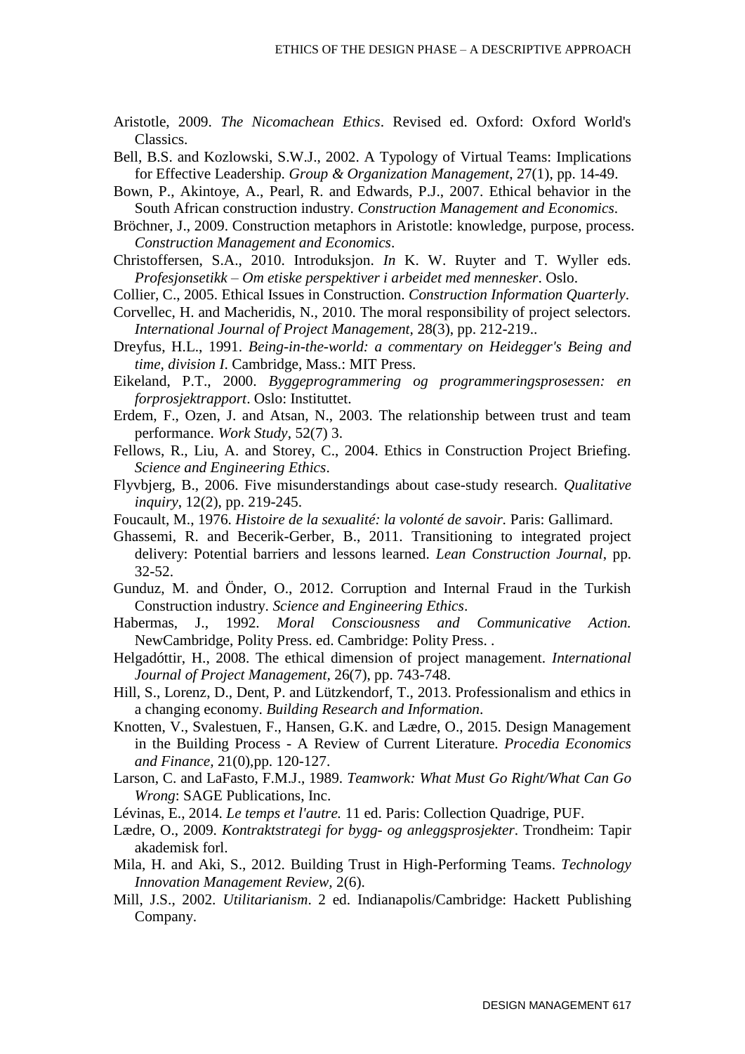Aristotle, 2009. *The Nicomachean Ethics*. Revised ed. Oxford: Oxford World's Classics.

Bell, B.S. and Kozlowski, S.W.J., 2002. A Typology of Virtual Teams: Implications for Effective Leadership. *Group & Organization Management*, 27(1), pp. 14-49.

Bown, P., Akintoye, A., Pearl, R. and Edwards, P.J., 2007. Ethical behavior in the South African construction industry. *Construction Management and Economics*.

Bröchner, J., 2009. Construction metaphors in Aristotle: knowledge, purpose, process. *Construction Management and Economics*.

Christoffersen, S.A., 2010. Introduksjon. *In* K. W. Ruyter and T. Wyller eds. *Profesjonsetikk – Om etiske perspektiver i arbeidet med mennesker*. Oslo.

Collier, C., 2005. Ethical Issues in Construction. *Construction Information Quarterly*.

Corvellec, H. and Macheridis, N., 2010. The moral responsibility of project selectors. *International Journal of Project Management*, 28(3), pp. 212-219..

Dreyfus, H.L., 1991. *Being-in-the-world: a commentary on Heidegger's Being and time, division I*. Cambridge, Mass.: MIT Press.

Eikeland, P.T., 2000. *Byggeprogrammering og programmeringsprosessen: en forprosjektrapport*. Oslo: Instituttet.

Erdem, F., Ozen, J. and Atsan, N., 2003. The relationship between trust and team performance. *Work Study*, 52(7) 3.

Fellows, R., Liu, A. and Storey, C., 2004. Ethics in Construction Project Briefing. *Science and Engineering Ethics*.

Flyvbjerg, B., 2006. Five misunderstandings about case-study research. *Qualitative inquiry*, 12(2), pp. 219-245.

Foucault, M., 1976. *Histoire de la sexualité: la volonté de savoir.* Paris: Gallimard.

Ghassemi, R. and Becerik-Gerber, B., 2011. Transitioning to integrated project delivery: Potential barriers and lessons learned. *Lean Construction Journal*, pp. 32-52.

Gunduz, M. and Önder, O., 2012. Corruption and Internal Fraud in the Turkish Construction industry. *Science and Engineering Ethics*.

Habermas, J., 1992. *Moral Consciousness and Communicative Action.* NewCambridge, Polity Press. ed. Cambridge: Polity Press. .

Helgadóttir, H., 2008. The ethical dimension of project management. *International Journal of Project Management*, 26(7), pp. 743-748.

Hill, S., Lorenz, D., Dent, P. and Lützkendorf, T., 2013. Professionalism and ethics in a changing economy. *Building Research and Information*.

Knotten, V., Svalestuen, F., Hansen, G.K. and Lædre, O., 2015. Design Management in the Building Process - A Review of Current Literature. *Procedia Economics and Finance*, 21(0),pp. 120-127.

Larson, C. and LaFasto, F.M.J., 1989. *Teamwork: What Must Go Right/What Can Go Wrong*: SAGE Publications, Inc.

Lévinas, E., 2014. *Le temps et l'autre.* 11 ed. Paris: Collection Quadrige, PUF.

Lædre, O., 2009. *Kontraktstrategi for bygg- og anleggsprosjekter*. Trondheim: Tapir akademisk forl.

Mila, H. and Aki, S., 2012. Building Trust in High-Performing Teams. *Technology Innovation Management Review*, 2(6).

Mill, J.S., 2002. *Utilitarianism*. 2 ed. Indianapolis/Cambridge: Hackett Publishing Company.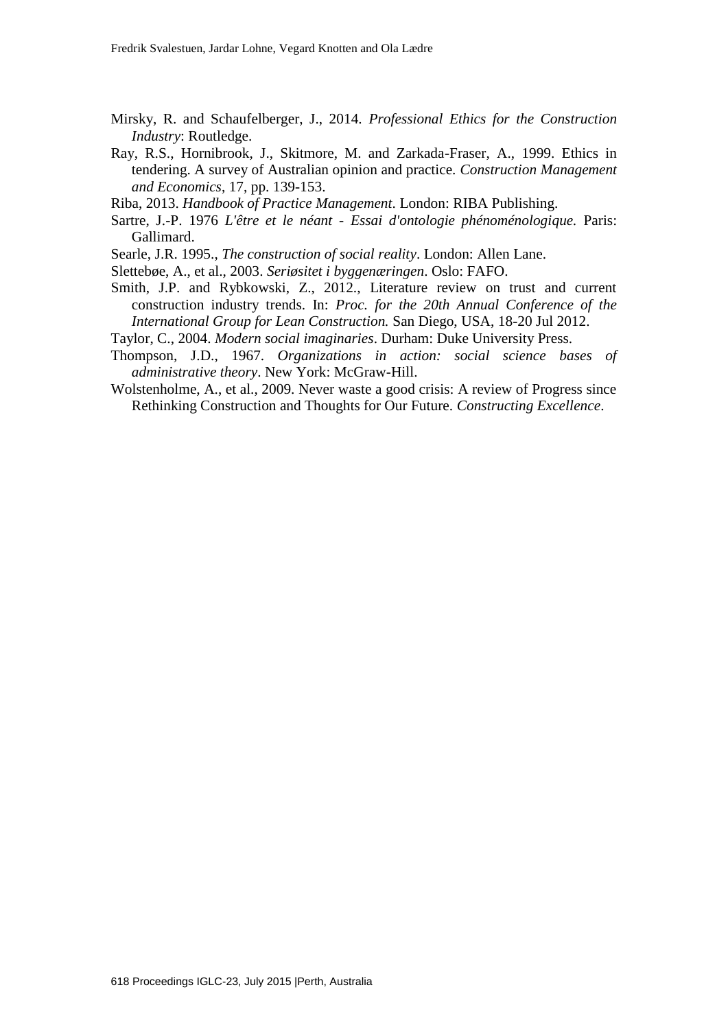Mirsky, R. and Schaufelberger, J., 2014. *Professional Ethics for the Construction Industry*: Routledge.

Ray, R.S., Hornibrook, J., Skitmore, M. and Zarkada-Fraser, A., 1999. Ethics in tendering. A survey of Australian opinion and practice. *Construction Management and Economics*, 17, pp. 139-153.

Riba, 2013. *Handbook of Practice Management*. London: RIBA Publishing.

Sartre, J.-P. 1976 *L'être et le néant - Essai d'ontologie phénoménologique.* Paris: Gallimard.

Searle, J.R. 1995., *The construction of social reality*. London: Allen Lane.

Slettebøe, A., et al., 2003. *Seriøsitet i byggenæringen*. Oslo: FAFO.

Smith, J.P. and Rybkowski, Z., 2012., Literature review on trust and current construction industry trends. In: *Proc. for the 20th Annual Conference of the International Group for Lean Construction.* San Diego, USA, 18-20 Jul 2012.

Taylor, C., 2004. *Modern social imaginaries*. Durham: Duke University Press.

Thompson, J.D., 1967. *Organizations in action: social science bases of administrative theory*. New York: McGraw-Hill.

Wolstenholme, A., et al., 2009. Never waste a good crisis: A review of Progress since Rethinking Construction and Thoughts for Our Future. *Constructing Excellence*.